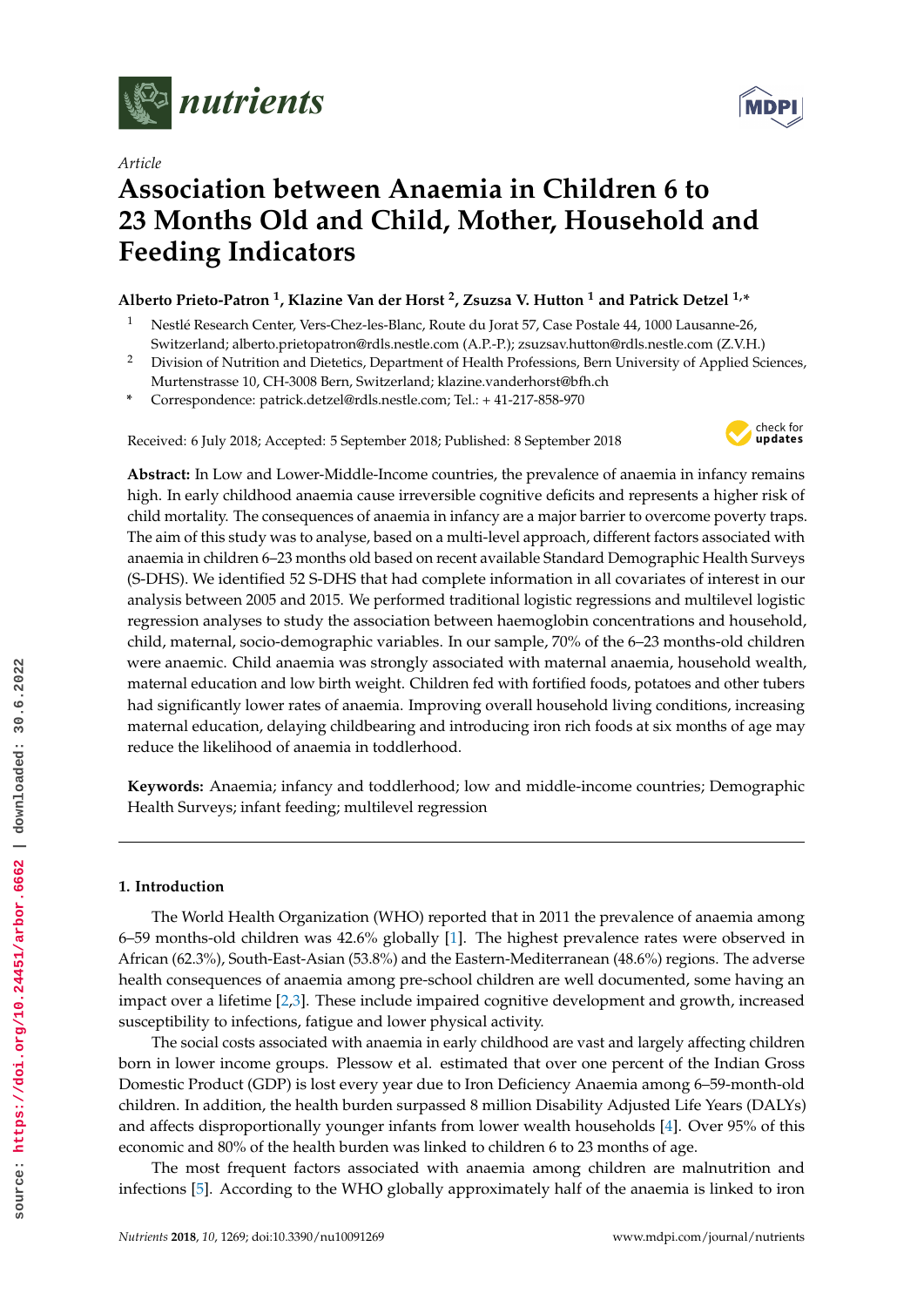*Article*

# Association between Anaemia in Children 6 to 23 Months Old and Child, Mother, Household and Feeding Indicators

**Alberto Prieto-Patron [1], Klazine Van der Horst [2], Zsuzsa V. Hutton [1] and Patrick Detzel [1,*]**

1 Nestlé Research Center, Vers-Chez-les-Blanc, Route du Jorat 57, Case Postale 44, 1000 Lausanne-26, Switzerland; alberto.prietopatron@rdls.nestle.com (A.P.-P.); zsuzsav.hutton@rdls.nestle.com (Z.V.H.)

2 Division of Nutrition and Dietetics, Department of Health Professions, Bern University of Applied Sciences, Murtenstrasse 10, CH-3008 Bern, Switzerland; klazine.vanderhorst@bfh.ch

\* Correspondence: patrick.detzel@rdls.nestle.com; Tel.: + 41-217-858-970

Received: 6 July 2018; Accepted: 5 September 2018; Published: 8 September 2018

**Abstract:** In Low and Lower-Middle-Income countries, the prevalence of anaemia in infancy remains high. In early childhood anaemia cause irreversible cognitive deficits and represents a higher risk of child mortality. The consequences of anaemia in infancy are a major barrier to overcome poverty traps. The aim of this study was to analyse, based on a multi-level approach, different factors associated with anaemia in children 6–23 months old based on recent available Standard Demographic Health Surveys (S-DHS). We identified 52 S-DHS that had complete information in all covariates of interest in our analysis between 2005 and 2015. We performed traditional logistic regressions and multilevel logistic regression analyses to study the association between haemoglobin concentrations and household, child, maternal, socio-demographic variables. In our sample, 70% of the 6–23 months-old children were anaemic. Child anaemia was strongly associated with maternal anaemia, household wealth, maternal education and low birth weight. Children fed with fortified foods, potatoes and other tubers had significantly lower rates of anaemia. Improving overall household living conditions, increasing maternal education, delaying childbearing and introducing iron rich foods at six months of age may reduce the likelihood of anaemia in toddlerhood.

**Keywords:** Anaemia; infancy and toddlerhood; low and middle-income countries; Demographic Health Surveys; infant feeding; multilevel regression

## 1. Introduction

The World Health Organization (WHO) reported that in 2011 the prevalence of anaemia among 6–59 months-old children was 42.6% globally [1]. The highest prevalence rates were observed in African (62.3%), South-East-Asian (53.8%) and the Eastern-Mediterranean (48.6%) regions. The adverse health consequences of anaemia among pre-school children are well documented, some having an impact over a lifetime [2,3]. These include impaired cognitive development and growth, increased susceptibility to infections, fatigue and lower physical activity.

The social costs associated with anaemia in early childhood are vast and largely affecting children born in lower income groups. Plessow et al. estimated that over one percent of the Indian Gross Domestic Product (GDP) is lost every year due to Iron Deficiency Anaemia among 6–59-month-old children. In addition, the health burden surpassed 8 million Disability Adjusted Life Years (DALYs) and affects disproportionally younger infants from lower wealth households [4]. Over 95% of this economic and 80% of the health burden was linked to children 6 to 23 months of age.

The most frequent factors associated with anaemia among children are malnutrition and infections [5]. According to the WHO globally approximately half of the anaemia is linked to iron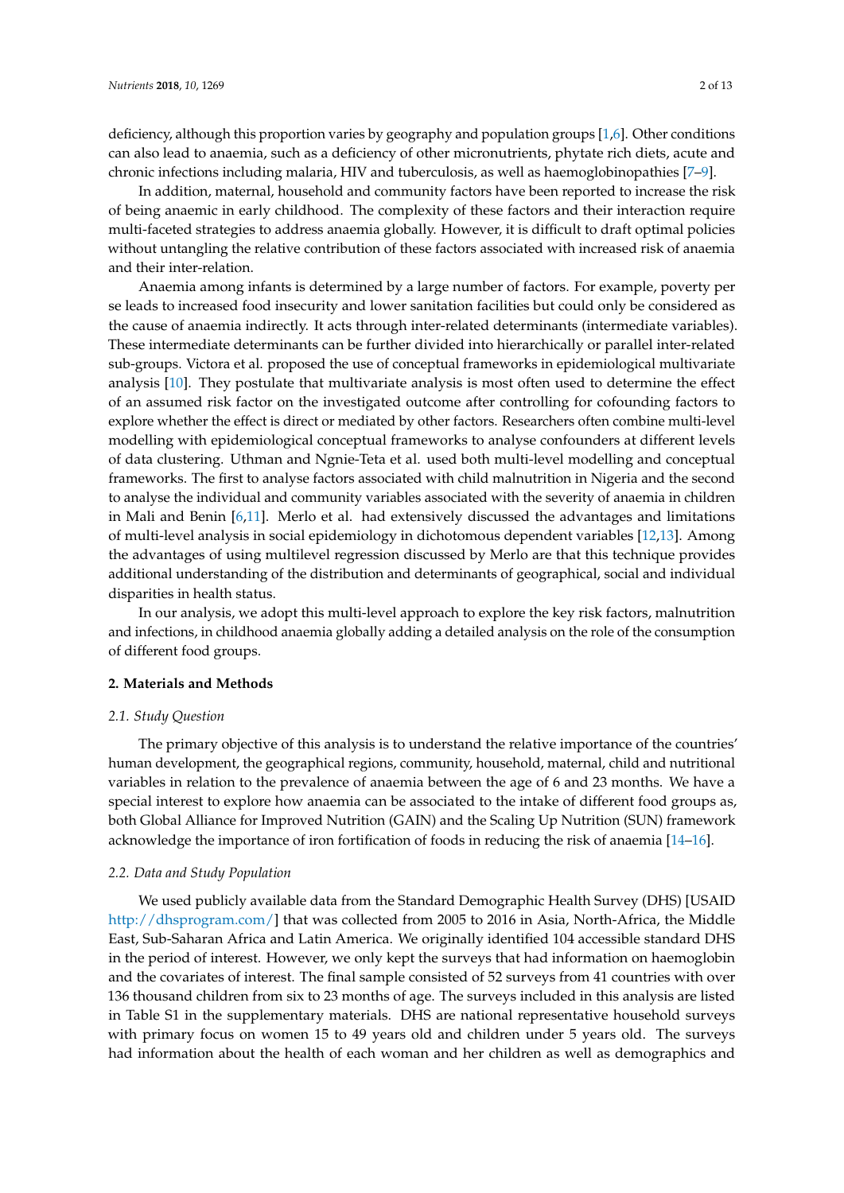deficiency, although this proportion varies by geography and population groups [1,6]. Other conditions can also lead to anaemia, such as a deficiency of other micronutrients, phytate rich diets, acute and chronic infections including malaria, HIV and tuberculosis, as well as haemoglobinopathies [7–9].

In addition, maternal, household and community factors have been reported to increase the risk of being anaemic in early childhood. The complexity of these factors and their interaction require multi-faceted strategies to address anaemia globally. However, it is difficult to draft optimal policies without untangling the relative contribution of these factors associated with increased risk of anaemia and their inter-relation.

Anaemia among infants is determined by a large number of factors. For example, poverty per se leads to increased food insecurity and lower sanitation facilities but could only be considered as the cause of anaemia indirectly. It acts through inter-related determinants (intermediate variables). These intermediate determinants can be further divided into hierarchically or parallel inter-related sub-groups. Victora et al. proposed the use of conceptual frameworks in epidemiological multivariate analysis [10]. They postulate that multivariate analysis is most often used to determine the effect of an assumed risk factor on the investigated outcome after controlling for cofounding factors to explore whether the effect is direct or mediated by other factors. Researchers often combine multi-level modelling with epidemiological conceptual frameworks to analyse confounders at different levels of data clustering. Uthman and Ngnie-Teta et al. used both multi-level modelling and conceptual frameworks. The first to analyse factors associated with child malnutrition in Nigeria and the second to analyse the individual and community variables associated with the severity of anaemia in children in Mali and Benin [6,11]. Merlo et al. had extensively discussed the advantages and limitations of multi-level analysis in social epidemiology in dichotomous dependent variables [12,13]. Among the advantages of using multilevel regression discussed by Merlo are that this technique provides additional understanding of the distribution and determinants of geographical, social and individual disparities in health status.

In our analysis, we adopt this multi-level approach to explore the key risk factors, malnutrition and infections, in childhood anaemia globally adding a detailed analysis on the role of the consumption of different food groups.

## 2. Materials and Methods

### 2.1. Study Question

The primary objective of this analysis is to understand the relative importance of the countries' human development, the geographical regions, community, household, maternal, child and nutritional variables in relation to the prevalence of anaemia between the age of 6 and 23 months. We have a special interest to explore how anaemia can be associated to the intake of different food groups as, both Global Alliance for Improved Nutrition (GAIN) and the Scaling Up Nutrition (SUN) framework acknowledge the importance of iron fortification of foods in reducing the risk of anaemia [14–16].

### 2.2. Data and Study Population

We used publicly available data from the Standard Demographic Health Survey (DHS) [USAID http://dhsprogram.com/] that was collected from 2005 to 2016 in Asia, North-Africa, the Middle East, Sub-Saharan Africa and Latin America. We originally identified 104 accessible standard DHS in the period of interest. However, we only kept the surveys that had information on haemoglobin and the covariates of interest. The final sample consisted of 52 surveys from 41 countries with over 136 thousand children from six to 23 months of age. The surveys included in this analysis are listed in Table S1 in the supplementary materials. DHS are national representative household surveys with primary focus on women 15 to 49 years old and children under 5 years old. The surveys had information about the health of each woman and her children as well as demographics and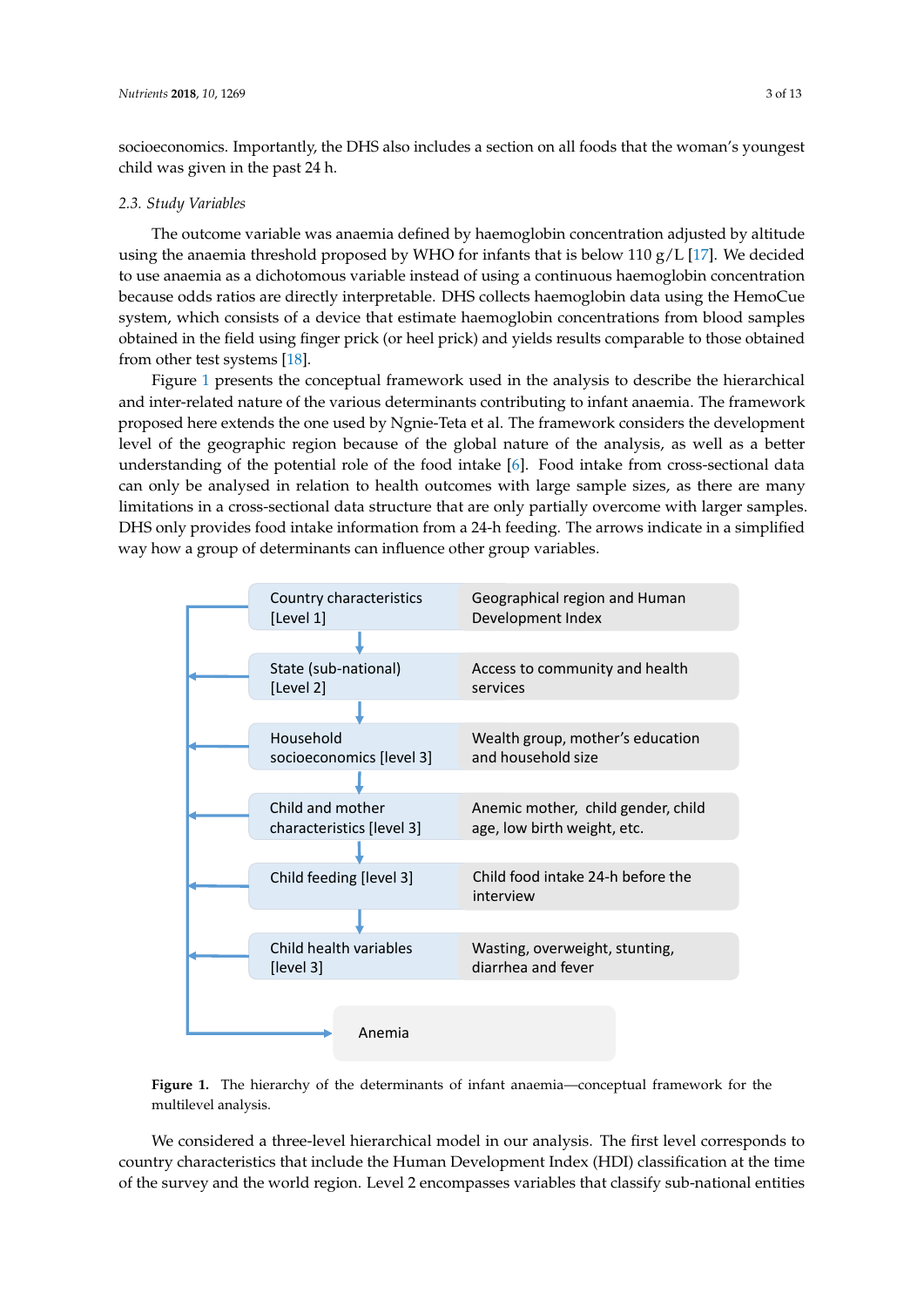socioeconomics. Importantly, the DHS also includes a section on all foods that the woman's youngest child was given in the past 24 h.

### 2.3. Study Variables

The outcome variable was anaemia defined by haemoglobin concentration adjusted by altitude using the anaemia threshold proposed by WHO for infants that is below 110 g/L [17]. We decided to use anaemia as a dichotomous variable instead of using a continuous haemoglobin concentration because odds ratios are directly interpretable. DHS collects haemoglobin data using the HemoCue system, which consists of a device that estimate haemoglobin concentrations from blood samples obtained in the field using finger prick (or heel prick) and yields results comparable to those obtained from other test systems [18].

Figure 1 presents the conceptual framework used in the analysis to describe the hierarchical and inter-related nature of the various determinants contributing to infant anaemia. The framework proposed here extends the one used by Ngnie-Teta et al. The framework considers the development level of the geographic region because of the global nature of the analysis, as well as a better understanding of the potential role of the food intake [6]. Food intake from cross-sectional data can only be analysed in relation to health outcomes with large sample sizes, as there are many limitations in a cross-sectional data structure that are only partially overcome with larger samples. DHS only provides food intake information from a 24-h feeding. The arrows indicate in a simplified way how a group of determinants can influence other group variables.

| Determinant group | Variables |
| --- | --- |
| Country characteristics [Level 1] | Geographical region and Human Development Index |
| State (sub-national) [Level 2] | Access to community and health services |
| Household socioeconomics [level 3] | Wealth group, mother's education and household size |
| Child and mother characteristics [level 3] | Anemic mother, child gender, child age, low birth weight, etc. |
| Child feeding [level 3] | Child food intake 24-h before the interview |
| Child health variables [level 3] | Wasting, overweight, stunting, diarrhea and fever |
| → Anemia | |

**Figure 1.** The hierarchy of the determinants of infant anaemia—conceptual framework for the multilevel analysis.

We considered a three-level hierarchical model in our analysis. The first level corresponds to country characteristics that include the Human Development Index (HDI) classification at the time of the survey and the world region. Level 2 encompasses variables that classify sub-national entities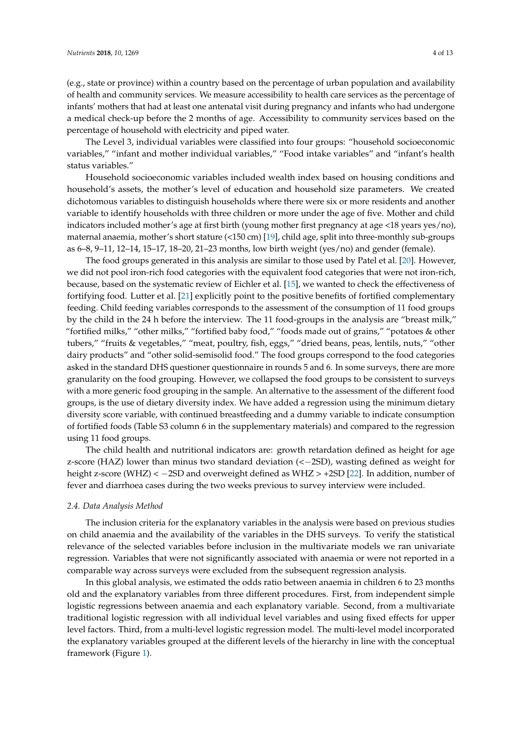(e.g., state or province) within a country based on the percentage of urban population and availability of health and community services. We measure accessibility to health care services as the percentage of infants' mothers that had at least one antenatal visit during pregnancy and infants who had undergone a medical check-up before the 2 months of age. Accessibility to community services based on the percentage of household with electricity and piped water.

The Level 3, individual variables were classified into four groups: "household socioeconomic variables," "infant and mother individual variables," "Food intake variables" and "infant's health status variables."

Household socioeconomic variables included wealth index based on housing conditions and household's assets, the mother's level of education and household size parameters. We created dichotomous variables to distinguish households where there were six or more residents and another variable to identify households with three children or more under the age of five. Mother and child indicators included mother's age at first birth (young mother first pregnancy at age <18 years yes/no), maternal anaemia, mother's short stature (<150 cm) [19], child age, split into three-monthly sub-groups as 6–8, 9–11, 12–14, 15–17, 18–20, 21–23 months, low birth weight (yes/no) and gender (female).

The food groups generated in this analysis are similar to those used by Patel et al. [20]. However, we did not pool iron-rich food categories with the equivalent food categories that were not iron-rich, because, based on the systematic review of Eichler et al. [15], we wanted to check the effectiveness of fortifying food. Lutter et al. [21] explicitly point to the positive benefits of fortified complementary feeding. Child feeding variables corresponds to the assessment of the consumption of 11 food groups by the child in the 24 h before the interview. The 11 food-groups in the analysis are "breast milk," "fortified milks," "other milks," "fortified baby food," "foods made out of grains," "potatoes & other tubers," "fruits & vegetables," "meat, poultry, fish, eggs," "dried beans, peas, lentils, nuts," "other dairy products" and "other solid-semisolid food." The food groups correspond to the food categories asked in the standard DHS questioner questionnaire in rounds 5 and 6. In some surveys, there are more granularity on the food grouping. However, we collapsed the food groups to be consistent to surveys with a more generic food grouping in the sample. An alternative to the assessment of the different food groups, is the use of dietary diversity index. We have added a regression using the minimum dietary diversity score variable, with continued breastfeeding and a dummy variable to indicate consumption of fortified foods (Table S3 column 6 in the supplementary materials) and compared to the regression using 11 food groups.

The child health and nutritional indicators are: growth retardation defined as height for age z-score (HAZ) lower than minus two standard deviation ($<-2$SD), wasting defined as weight for height z-score (WHZ) $< -2$SD and overweight defined as WHZ $> +2$SD [22]. In addition, number of fever and diarrhoea cases during the two weeks previous to survey interview were included.

### 2.4. Data Analysis Method

The inclusion criteria for the explanatory variables in the analysis were based on previous studies on child anaemia and the availability of the variables in the DHS surveys. To verify the statistical relevance of the selected variables before inclusion in the multivariate models we ran univariate regression. Variables that were not significantly associated with anaemia or were not reported in a comparable way across surveys were excluded from the subsequent regression analysis.

In this global analysis, we estimated the odds ratio between anaemia in children 6 to 23 months old and the explanatory variables from three different procedures. First, from independent simple logistic regressions between anaemia and each explanatory variable. Second, from a multivariate traditional logistic regression with all individual level variables and using fixed effects for upper level factors. Third, from a multi-level logistic regression model. The multi-level model incorporated the explanatory variables grouped at the different levels of the hierarchy in line with the conceptual framework (Figure 1).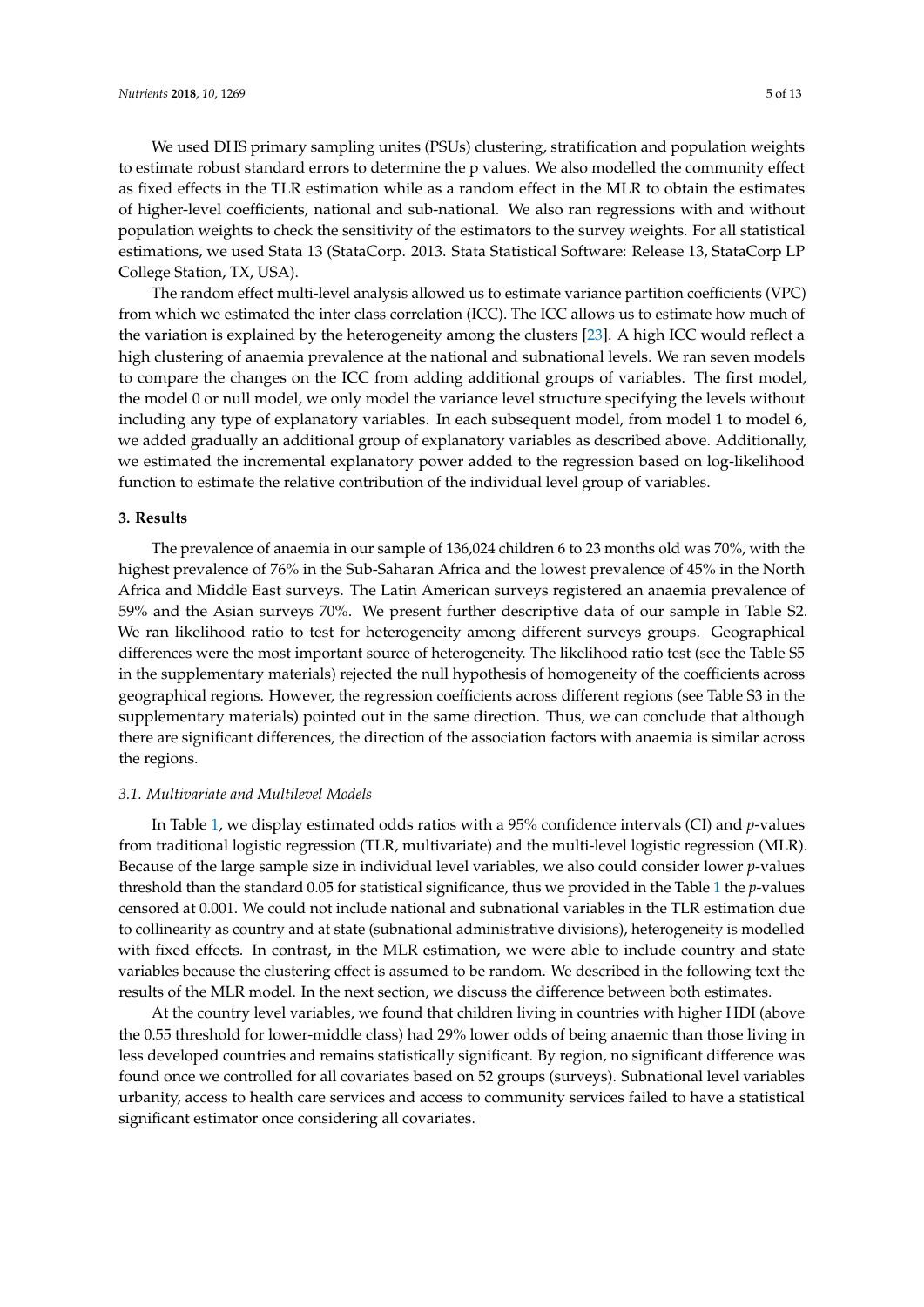We used DHS primary sampling unites (PSUs) clustering, stratification and population weights to estimate robust standard errors to determine the p values. We also modelled the community effect as fixed effects in the TLR estimation while as a random effect in the MLR to obtain the estimates of higher-level coefficients, national and sub-national. We also ran regressions with and without population weights to check the sensitivity of the estimators to the survey weights. For all statistical estimations, we used Stata 13 (StataCorp. 2013. Stata Statistical Software: Release 13, StataCorp LP College Station, TX, USA).

The random effect multi-level analysis allowed us to estimate variance partition coefficients (VPC) from which we estimated the inter class correlation (ICC). The ICC allows us to estimate how much of the variation is explained by the heterogeneity among the clusters [23]. A high ICC would reflect a high clustering of anaemia prevalence at the national and subnational levels. We ran seven models to compare the changes on the ICC from adding additional groups of variables. The first model, the model 0 or null model, we only model the variance level structure specifying the levels without including any type of explanatory variables. In each subsequent model, from model 1 to model 6, we added gradually an additional group of explanatory variables as described above. Additionally, we estimated the incremental explanatory power added to the regression based on log-likelihood function to estimate the relative contribution of the individual level group of variables.

## 3. Results

The prevalence of anaemia in our sample of 136,024 children 6 to 23 months old was 70%, with the highest prevalence of 76% in the Sub-Saharan Africa and the lowest prevalence of 45% in the North Africa and Middle East surveys. The Latin American surveys registered an anaemia prevalence of 59% and the Asian surveys 70%. We present further descriptive data of our sample in Table S2. We ran likelihood ratio to test for heterogeneity among different surveys groups. Geographical differences were the most important source of heterogeneity. The likelihood ratio test (see the Table S5 in the supplementary materials) rejected the null hypothesis of homogeneity of the coefficients across geographical regions. However, the regression coefficients across different regions (see Table S3 in the supplementary materials) pointed out in the same direction. Thus, we can conclude that although there are significant differences, the direction of the association factors with anaemia is similar across the regions.

### 3.1. Multivariate and Multilevel Models

In Table 1, we display estimated odds ratios with a 95% confidence intervals (CI) and *p*-values from traditional logistic regression (TLR, multivariate) and the multi-level logistic regression (MLR). Because of the large sample size in individual level variables, we also could consider lower *p*-values threshold than the standard 0.05 for statistical significance, thus we provided in the Table 1 the *p*-values censored at 0.001. We could not include national and subnational variables in the TLR estimation due to collinearity as country and at state (subnational administrative divisions), heterogeneity is modelled with fixed effects. In contrast, in the MLR estimation, we were able to include country and state variables because the clustering effect is assumed to be random. We described in the following text the results of the MLR model. In the next section, we discuss the difference between both estimates.

At the country level variables, we found that children living in countries with higher HDI (above the 0.55 threshold for lower-middle class) had 29% lower odds of being anaemic than those living in less developed countries and remains statistically significant. By region, no significant difference was found once we controlled for all covariates based on 52 groups (surveys). Subnational level variables urbanity, access to health care services and access to community services failed to have a statistical significant estimator once considering all covariates.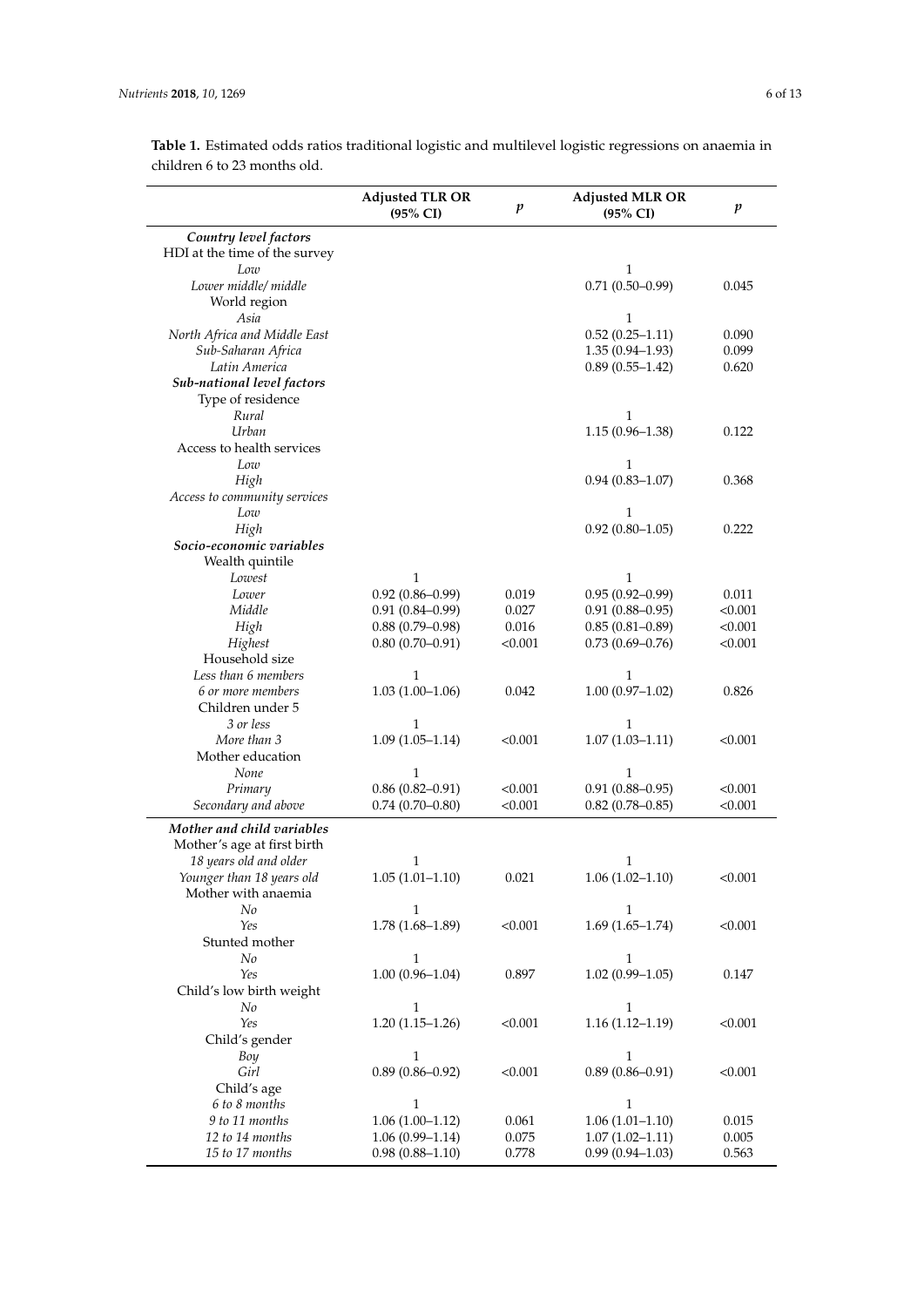**Table 1.** Estimated odds ratios traditional logistic and multilevel logistic regressions on anaemia in children 6 to 23 months old.

| | Adjusted TLR OR (95% CI) | *p* | Adjusted MLR OR (95% CI) | *p* |
|---|---|---|---|---|
| ***Country level factors*** | | | | |
| HDI at the time of the survey | | | | |
| *Low* | | | 1 | |
| *Lower middle/ middle* | | | 0.71 (0.50–0.99) | 0.045 |
| World region | | | | |
| *Asia* | | | 1 | |
| *North Africa and Middle East* | | | 0.52 (0.25–1.11) | 0.090 |
| *Sub-Saharan Africa* | | | 1.35 (0.94–1.93) | 0.099 |
| *Latin America* | | | 0.89 (0.55–1.42) | 0.620 |
| ***Sub-national level factors*** | | | | |
| Type of residence | | | | |
| *Rural* | | | 1 | |
| *Urban* | | | 1.15 (0.96–1.38) | 0.122 |
| Access to health services | | | | |
| *Low* | | | 1 | |
| *High* | | | 0.94 (0.83–1.07) | 0.368 |
| *Access to community services* | | | | |
| *Low* | | | 1 | |
| *High* | | | 0.92 (0.80–1.05) | 0.222 |
| ***Socio-economic variables*** | | | | |
| Wealth quintile | | | | |
| *Lowest* | 1 | | 1 | |
| *Lower* | 0.92 (0.86–0.99) | 0.019 | 0.95 (0.92–0.99) | 0.011 |
| *Middle* | 0.91 (0.84–0.99) | 0.027 | 0.91 (0.88–0.95) | <0.001 |
| *High* | 0.88 (0.79–0.98) | 0.016 | 0.85 (0.81–0.89) | <0.001 |
| *Highest* | 0.80 (0.70–0.91) | <0.001 | 0.73 (0.69–0.76) | <0.001 |
| Household size | | | | |
| *Less than 6 members* | 1 | | 1 | |
| *6 or more members* | 1.03 (1.00–1.06) | 0.042 | 1.00 (0.97–1.02) | 0.826 |
| Children under 5 | | | | |
| *3 or less* | 1 | | 1 | |
| *More than 3* | 1.09 (1.05–1.14) | <0.001 | 1.07 (1.03–1.11) | <0.001 |
| Mother education | | | | |
| *None* | 1 | | 1 | |
| *Primary* | 0.86 (0.82–0.91) | <0.001 | 0.91 (0.88–0.95) | <0.001 |
| *Secondary and above* | 0.74 (0.70–0.80) | <0.001 | 0.82 (0.78–0.85) | <0.001 |
| ***Mother and child variables*** | | | | |
| Mother's age at first birth | | | | |
| *18 years old and older* | 1 | | 1 | |
| *Younger than 18 years old* | 1.05 (1.01–1.10) | 0.021 | 1.06 (1.02–1.10) | <0.001 |
| Mother with anaemia | | | | |
| *No* | 1 | | 1 | |
| *Yes* | 1.78 (1.68–1.89) | <0.001 | 1.69 (1.65–1.74) | <0.001 |
| Stunted mother | | | | |
| *No* | 1 | | 1 | |
| *Yes* | 1.00 (0.96–1.04) | 0.897 | 1.02 (0.99–1.05) | 0.147 |
| Child's low birth weight | | | | |
| *No* | 1 | | 1 | |
| *Yes* | 1.20 (1.15–1.26) | <0.001 | 1.16 (1.12–1.19) | <0.001 |
| Child's gender | | | | |
| *Boy* | 1 | | 1 | |
| *Girl* | 0.89 (0.86–0.92) | <0.001 | 0.89 (0.86–0.91) | <0.001 |
| Child's age | | | | |
| *6 to 8 months* | 1 | | 1 | |
| *9 to 11 months* | 1.06 (1.00–1.12) | 0.061 | 1.06 (1.01–1.10) | 0.015 |
| *12 to 14 months* | 1.06 (0.99–1.14) | 0.075 | 1.07 (1.02–1.11) | 0.005 |
| *15 to 17 months* | 0.98 (0.88–1.10) | 0.778 | 0.99 (0.94–1.03) | 0.563 |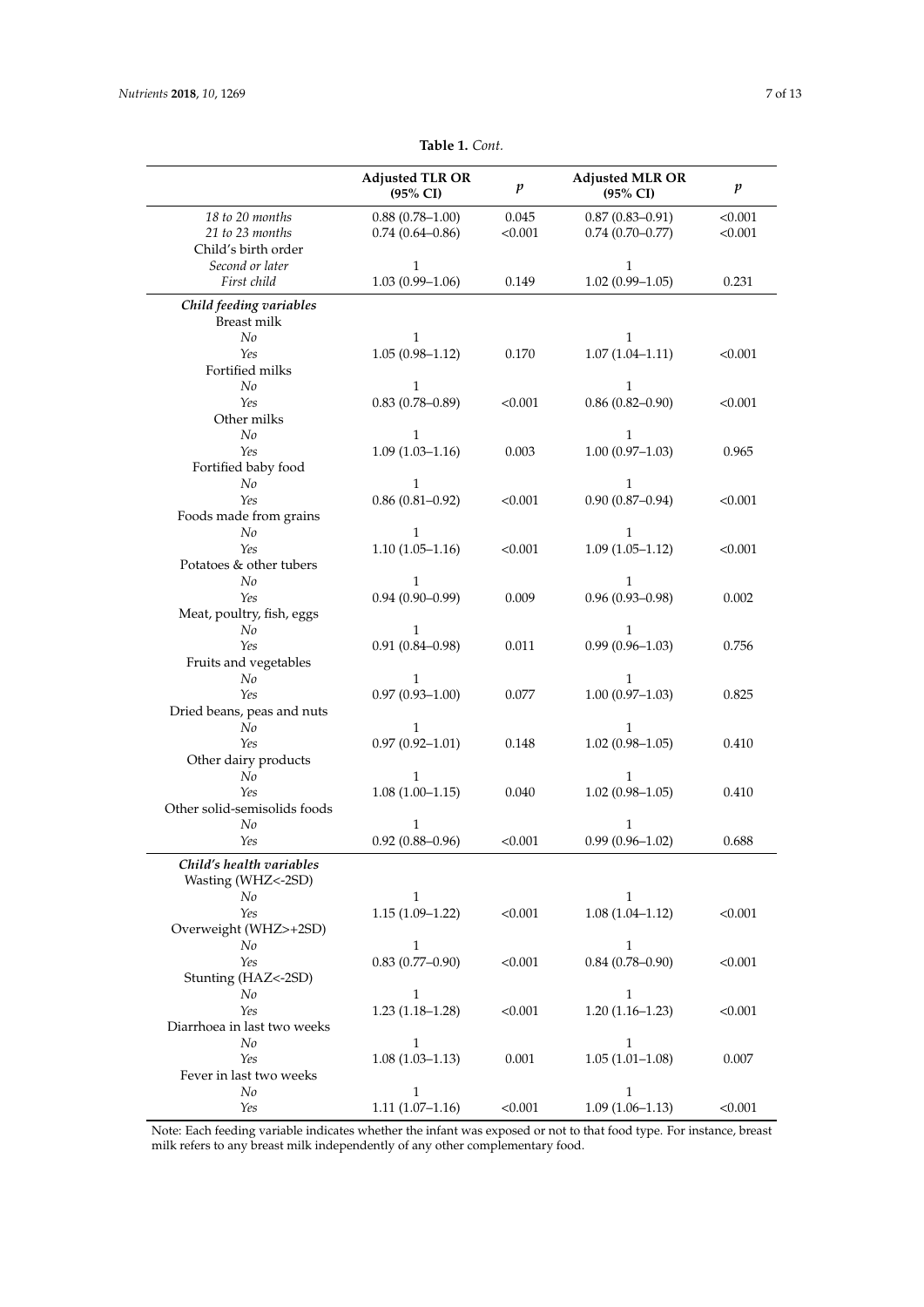**Table 1.** *Cont.*

| | Adjusted TLR OR (95% CI) | *p* | Adjusted MLR OR (95% CI) | *p* |
|---|---|---|---|---|
| *18 to 20 months* | 0.88 (0.78–1.00) | 0.045 | 0.87 (0.83–0.91) | <0.001 |
| *21 to 23 months* | 0.74 (0.64–0.86) | <0.001 | 0.74 (0.70–0.77) | <0.001 |
| Child's birth order | | | | |
| *Second or later* | 1 | | 1 | |
| *First child* | 1.03 (0.99–1.06) | 0.149 | 1.02 (0.99–1.05) | 0.231 |
| ***Child feeding variables*** | | | | |
| Breast milk | | | | |
| *No* | 1 | | 1 | |
| *Yes* | 1.05 (0.98–1.12) | 0.170 | 1.07 (1.04–1.11) | <0.001 |
| Fortified milks | | | | |
| *No* | 1 | | 1 | |
| *Yes* | 0.83 (0.78–0.89) | <0.001 | 0.86 (0.82–0.90) | <0.001 |
| Other milks | | | | |
| *No* | 1 | | 1 | |
| *Yes* | 1.09 (1.03–1.16) | 0.003 | 1.00 (0.97–1.03) | 0.965 |
| Fortified baby food | | | | |
| *No* | 1 | | 1 | |
| *Yes* | 0.86 (0.81–0.92) | <0.001 | 0.90 (0.87–0.94) | <0.001 |
| Foods made from grains | | | | |
| *No* | 1 | | 1 | |
| *Yes* | 1.10 (1.05–1.16) | <0.001 | 1.09 (1.05–1.12) | <0.001 |
| Potatoes & other tubers | | | | |
| *No* | 1 | | 1 | |
| *Yes* | 0.94 (0.90–0.99) | 0.009 | 0.96 (0.93–0.98) | 0.002 |
| Meat, poultry, fish, eggs | | | | |
| *No* | 1 | | 1 | |
| *Yes* | 0.91 (0.84–0.98) | 0.011 | 0.99 (0.96–1.03) | 0.756 |
| Fruits and vegetables | | | | |
| *No* | 1 | | 1 | |
| *Yes* | 0.97 (0.93–1.00) | 0.077 | 1.00 (0.97–1.03) | 0.825 |
| Dried beans, peas and nuts | | | | |
| *No* | 1 | | 1 | |
| *Yes* | 0.97 (0.92–1.01) | 0.148 | 1.02 (0.98–1.05) | 0.410 |
| Other dairy products | | | | |
| *No* | 1 | | 1 | |
| *Yes* | 1.08 (1.00–1.15) | 0.040 | 1.02 (0.98–1.05) | 0.410 |
| Other solid-semisolids foods | | | | |
| *No* | 1 | | 1 | |
| *Yes* | 0.92 (0.88–0.96) | <0.001 | 0.99 (0.96–1.02) | 0.688 |
| ***Child's health variables*** | | | | |
| Wasting (WHZ<-2SD) | | | | |
| *No* | 1 | | 1 | |
| *Yes* | 1.15 (1.09–1.22) | <0.001 | 1.08 (1.04–1.12) | <0.001 |
| Overweight (WHZ>+2SD) | | | | |
| *No* | 1 | | 1 | |
| *Yes* | 0.83 (0.77–0.90) | <0.001 | 0.84 (0.78–0.90) | <0.001 |
| Stunting (HAZ<-2SD) | | | | |
| *No* | 1 | | 1 | |
| *Yes* | 1.23 (1.18–1.28) | <0.001 | 1.20 (1.16–1.23) | <0.001 |
| Diarrhoea in last two weeks | | | | |
| *No* | 1 | | 1 | |
| *Yes* | 1.08 (1.03–1.13) | 0.001 | 1.05 (1.01–1.08) | 0.007 |
| Fever in last two weeks | | | | |
| *No* | 1 | | 1 | |
| *Yes* | 1.11 (1.07–1.16) | <0.001 | 1.09 (1.06–1.13) | <0.001 |

Note: Each feeding variable indicates whether the infant was exposed or not to that food type. For instance, breast milk refers to any breast milk independently of any other complementary food.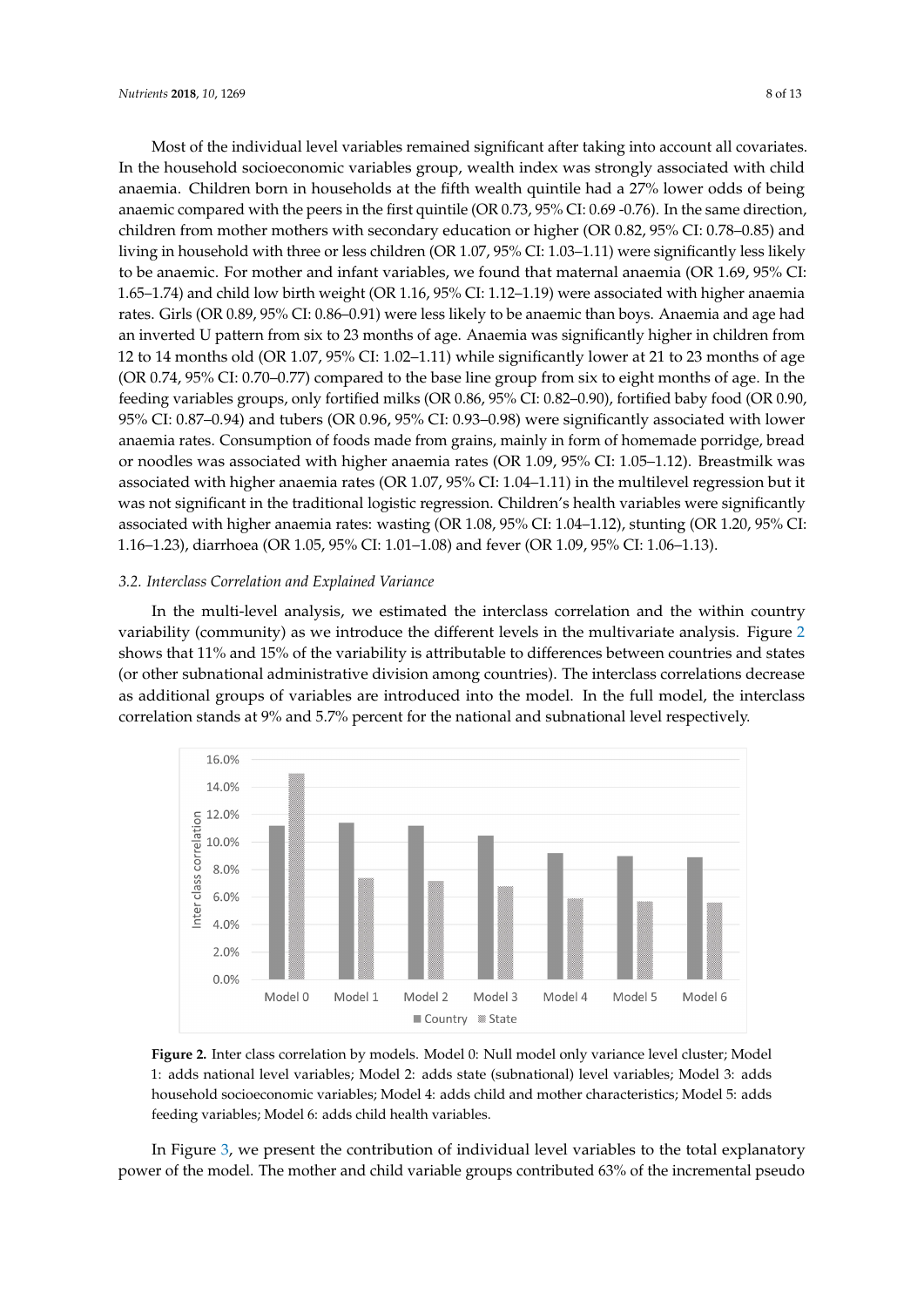Most of the individual level variables remained significant after taking into account all covariates. In the household socioeconomic variables group, wealth index was strongly associated with child anaemia. Children born in households at the fifth wealth quintile had a 27% lower odds of being anaemic compared with the peers in the first quintile (OR 0.73, 95% CI: 0.69 -0.76). In the same direction, children from mother mothers with secondary education or higher (OR 0.82, 95% CI: 0.78–0.85) and living in household with three or less children (OR 1.07, 95% CI: 1.03–1.11) were significantly less likely to be anaemic. For mother and infant variables, we found that maternal anaemia (OR 1.69, 95% CI: 1.65–1.74) and child low birth weight (OR 1.16, 95% CI: 1.12–1.19) were associated with higher anaemia rates. Girls (OR 0.89, 95% CI: 0.86–0.91) were less likely to be anaemic than boys. Anaemia and age had an inverted U pattern from six to 23 months of age. Anaemia was significantly higher in children from 12 to 14 months old (OR 1.07, 95% CI: 1.02–1.11) while significantly lower at 21 to 23 months of age (OR 0.74, 95% CI: 0.70–0.77) compared to the base line group from six to eight months of age. In the feeding variables groups, only fortified milks (OR 0.86, 95% CI: 0.82–0.90), fortified baby food (OR 0.90, 95% CI: 0.87–0.94) and tubers (OR 0.96, 95% CI: 0.93–0.98) were significantly associated with lower anaemia rates. Consumption of foods made from grains, mainly in form of homemade porridge, bread or noodles was associated with higher anaemia rates (OR 1.09, 95% CI: 1.05–1.12). Breastmilk was associated with higher anaemia rates (OR 1.07, 95% CI: 1.04–1.11) in the multilevel regression but it was not significant in the traditional logistic regression. Children's health variables were significantly associated with higher anaemia rates: wasting (OR 1.08, 95% CI: 1.04–1.12), stunting (OR 1.20, 95% CI: 1.16–1.23), diarrhoea (OR 1.05, 95% CI: 1.01–1.08) and fever (OR 1.09, 95% CI: 1.06–1.13).

### 3.2. Interclass Correlation and Explained Variance

In the multi-level analysis, we estimated the interclass correlation and the within country variability (community) as we introduce the different levels in the multivariate analysis. Figure 2 shows that 11% and 15% of the variability is attributable to differences between countries and states (or other subnational administrative division among countries). The interclass correlations decrease as additional groups of variables are introduced into the model. In the full model, the interclass correlation stands at 9% and 5.7% percent for the national and subnational level respectively.

**Figure 2.** Inter class correlation by models. Model 0: Null model only variance level cluster; Model 1: adds national level variables; Model 2: adds state (subnational) level variables; Model 3: adds household socioeconomic variables; Model 4: adds child and mother characteristics; Model 5: adds feeding variables; Model 6: adds child health variables.

In Figure 3, we present the contribution of individual level variables to the total explanatory power of the model. The mother and child variable groups contributed 63% of the incremental pseudo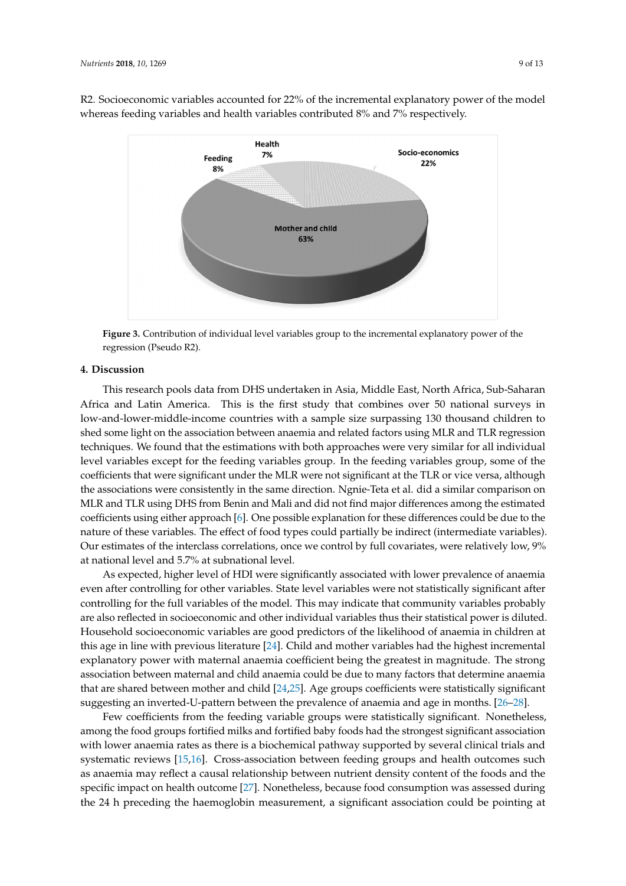R2. Socioeconomic variables accounted for 22% of the incremental explanatory power of the model whereas feeding variables and health variables contributed 8% and 7% respectively.

**Figure 3.** Contribution of individual level variables group to the incremental explanatory power of the regression (Pseudo R2).

## 4. Discussion

This research pools data from DHS undertaken in Asia, Middle East, North Africa, Sub-Saharan Africa and Latin America. This is the first study that combines over 50 national surveys in low-and-lower-middle-income countries with a sample size surpassing 130 thousand children to shed some light on the association between anaemia and related factors using MLR and TLR regression techniques. We found that the estimations with both approaches were very similar for all individual level variables except for the feeding variables group. In the feeding variables group, some of the coefficients that were significant under the MLR were not significant at the TLR or vice versa, although the associations were consistently in the same direction. Ngnie-Teta et al. did a similar comparison on MLR and TLR using DHS from Benin and Mali and did not find major differences among the estimated coefficients using either approach [6]. One possible explanation for these differences could be due to the nature of these variables. The effect of food types could partially be indirect (intermediate variables). Our estimates of the interclass correlations, once we control by full covariates, were relatively low, 9% at national level and 5.7% at subnational level.

As expected, higher level of HDI were significantly associated with lower prevalence of anaemia even after controlling for other variables. State level variables were not statistically significant after controlling for the full variables of the model. This may indicate that community variables probably are also reflected in socioeconomic and other individual variables thus their statistical power is diluted. Household socioeconomic variables are good predictors of the likelihood of anaemia in children at this age in line with previous literature [24]. Child and mother variables had the highest incremental explanatory power with maternal anaemia coefficient being the greatest in magnitude. The strong association between maternal and child anaemia could be due to many factors that determine anaemia that are shared between mother and child [24,25]. Age groups coefficients were statistically significant suggesting an inverted-U-pattern between the prevalence of anaemia and age in months. [26–28].

Few coefficients from the feeding variable groups were statistically significant. Nonetheless, among the food groups fortified milks and fortified baby foods had the strongest significant association with lower anaemia rates as there is a biochemical pathway supported by several clinical trials and systematic reviews [15,16]. Cross-association between feeding groups and health outcomes such as anaemia may reflect a causal relationship between nutrient density content of the foods and the specific impact on health outcome [27]. Nonetheless, because food consumption was assessed during the 24 h preceding the haemoglobin measurement, a significant association could be pointing at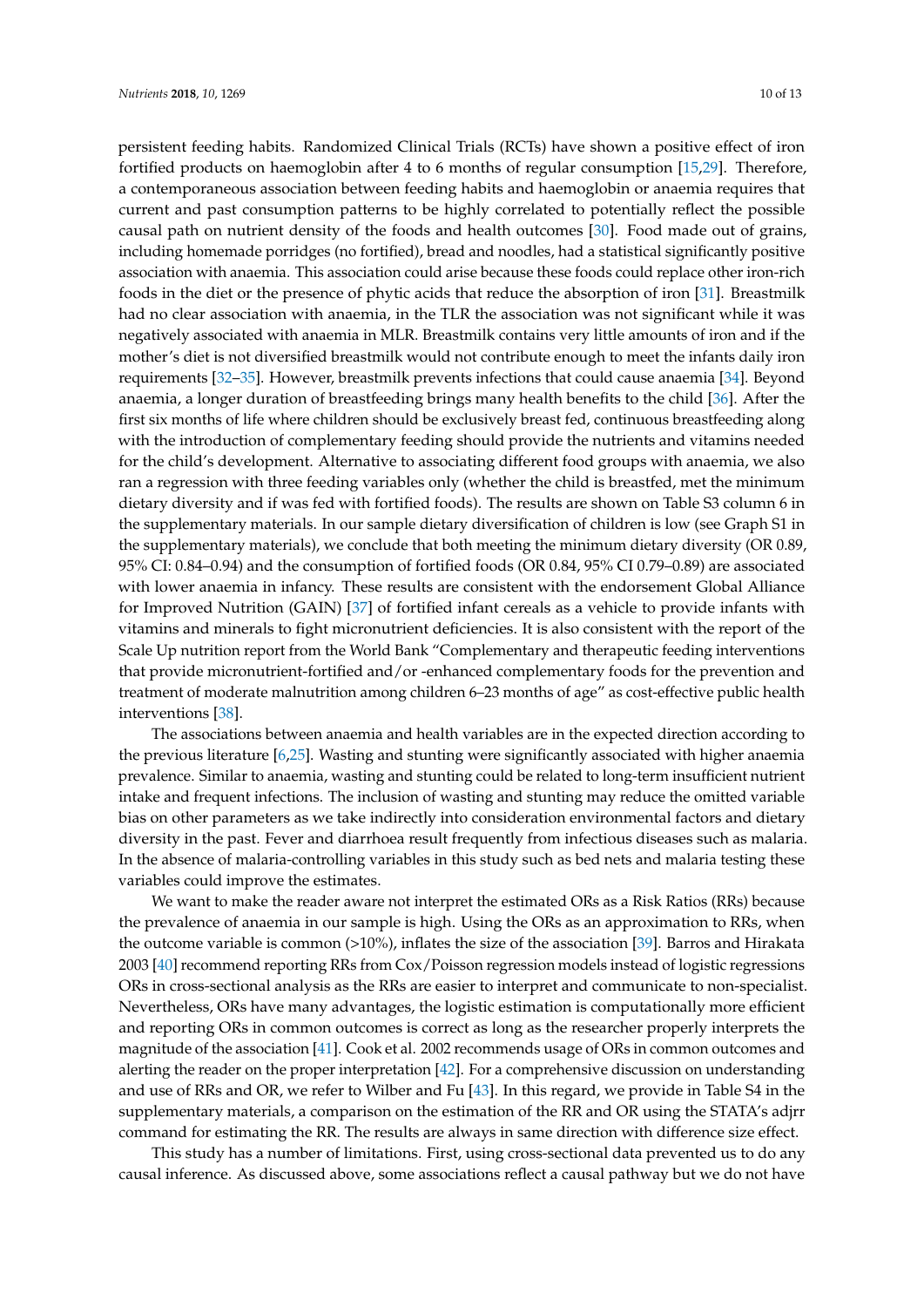persistent feeding habits. Randomized Clinical Trials (RCTs) have shown a positive effect of iron fortified products on haemoglobin after 4 to 6 months of regular consumption [15,29]. Therefore, a contemporaneous association between feeding habits and haemoglobin or anaemia requires that current and past consumption patterns to be highly correlated to potentially reflect the possible causal path on nutrient density of the foods and health outcomes [30]. Food made out of grains, including homemade porridges (no fortified), bread and noodles, had a statistical significantly positive association with anaemia. This association could arise because these foods could replace other iron-rich foods in the diet or the presence of phytic acids that reduce the absorption of iron [31]. Breastmilk had no clear association with anaemia, in the TLR the association was not significant while it was negatively associated with anaemia in MLR. Breastmilk contains very little amounts of iron and if the mother's diet is not diversified breastmilk would not contribute enough to meet the infants daily iron requirements [32–35]. However, breastmilk prevents infections that could cause anaemia [34]. Beyond anaemia, a longer duration of breastfeeding brings many health benefits to the child [36]. After the first six months of life where children should be exclusively breast fed, continuous breastfeeding along with the introduction of complementary feeding should provide the nutrients and vitamins needed for the child's development. Alternative to associating different food groups with anaemia, we also ran a regression with three feeding variables only (whether the child is breastfed, met the minimum dietary diversity and if was fed with fortified foods). The results are shown on Table S3 column 6 in the supplementary materials. In our sample dietary diversification of children is low (see Graph S1 in the supplementary materials), we conclude that both meeting the minimum dietary diversity (OR 0.89, 95% CI: 0.84–0.94) and the consumption of fortified foods (OR 0.84, 95% CI 0.79–0.89) are associated with lower anaemia in infancy. These results are consistent with the endorsement Global Alliance for Improved Nutrition (GAIN) [37] of fortified infant cereals as a vehicle to provide infants with vitamins and minerals to fight micronutrient deficiencies. It is also consistent with the report of the Scale Up nutrition report from the World Bank "Complementary and therapeutic feeding interventions that provide micronutrient-fortified and/or -enhanced complementary foods for the prevention and treatment of moderate malnutrition among children 6–23 months of age" as cost-effective public health interventions [38].

The associations between anaemia and health variables are in the expected direction according to the previous literature [6,25]. Wasting and stunting were significantly associated with higher anaemia prevalence. Similar to anaemia, wasting and stunting could be related to long-term insufficient nutrient intake and frequent infections. The inclusion of wasting and stunting may reduce the omitted variable bias on other parameters as we take indirectly into consideration environmental factors and dietary diversity in the past. Fever and diarrhoea result frequently from infectious diseases such as malaria. In the absence of malaria-controlling variables in this study such as bed nets and malaria testing these variables could improve the estimates.

We want to make the reader aware not interpret the estimated ORs as a Risk Ratios (RRs) because the prevalence of anaemia in our sample is high. Using the ORs as an approximation to RRs, when the outcome variable is common (>10%), inflates the size of the association [39]. Barros and Hirakata 2003 [40] recommend reporting RRs from Cox/Poisson regression models instead of logistic regressions ORs in cross-sectional analysis as the RRs are easier to interpret and communicate to non-specialist. Nevertheless, ORs have many advantages, the logistic estimation is computationally more efficient and reporting ORs in common outcomes is correct as long as the researcher properly interprets the magnitude of the association [41]. Cook et al. 2002 recommends usage of ORs in common outcomes and alerting the reader on the proper interpretation [42]. For a comprehensive discussion on understanding and use of RRs and OR, we refer to Wilber and Fu [43]. In this regard, we provide in Table S4 in the supplementary materials, a comparison on the estimation of the RR and OR using the STATA's adjrr command for estimating the RR. The results are always in same direction with difference size effect.

This study has a number of limitations. First, using cross-sectional data prevented us to do any causal inference. As discussed above, some associations reflect a causal pathway but we do not have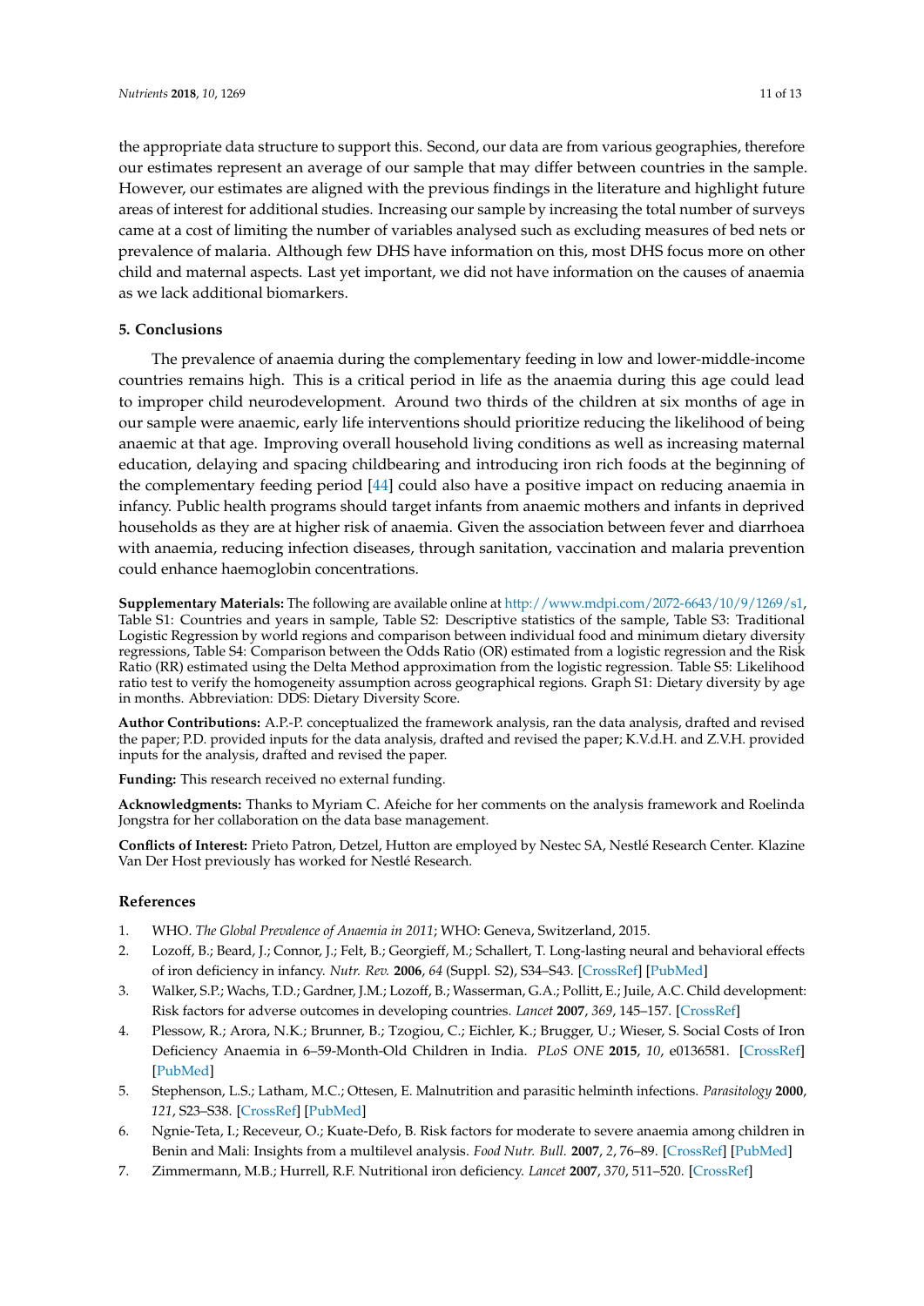the appropriate data structure to support this. Second, our data are from various geographies, therefore our estimates represent an average of our sample that may differ between countries in the sample. However, our estimates are aligned with the previous findings in the literature and highlight future areas of interest for additional studies. Increasing our sample by increasing the total number of surveys came at a cost of limiting the number of variables analysed such as excluding measures of bed nets or prevalence of malaria. Although few DHS have information on this, most DHS focus more on other child and maternal aspects. Last yet important, we did not have information on the causes of anaemia as we lack additional biomarkers.

## 5. Conclusions

The prevalence of anaemia during the complementary feeding in low and lower-middle-income countries remains high. This is a critical period in life as the anaemia during this age could lead to improper child neurodevelopment. Around two thirds of the children at six months of age in our sample were anaemic, early life interventions should prioritize reducing the likelihood of being anaemic at that age. Improving overall household living conditions as well as increasing maternal education, delaying and spacing childbearing and introducing iron rich foods at the beginning of the complementary feeding period [44] could also have a positive impact on reducing anaemia in infancy. Public health programs should target infants from anaemic mothers and infants in deprived households as they are at higher risk of anaemia. Given the association between fever and diarrhoea with anaemia, reducing infection diseases, through sanitation, vaccination and malaria prevention could enhance haemoglobin concentrations.

**Supplementary Materials:** The following are available online at http://www.mdpi.com/2072-6643/10/9/1269/s1, Table S1: Countries and years in sample, Table S2: Descriptive statistics of the sample, Table S3: Traditional Logistic Regression by world regions and comparison between individual food and minimum dietary diversity regressions, Table S4: Comparison between the Odds Ratio (OR) estimated from a logistic regression and the Risk Ratio (RR) estimated using the Delta Method approximation from the logistic regression. Table S5: Likelihood ratio test to verify the homogeneity assumption across geographical regions. Graph S1: Dietary diversity by age in months. Abbreviation: DDS: Dietary Diversity Score.

**Author Contributions:** A.P.-P. conceptualized the framework analysis, ran the data analysis, drafted and revised the paper; P.D. provided inputs for the data analysis, drafted and revised the paper; K.V.d.H. and Z.V.H. provided inputs for the analysis, drafted and revised the paper.

**Funding:** This research received no external funding.

**Acknowledgments:** Thanks to Myriam C. Afeiche for her comments on the analysis framework and Roelinda Jongstra for her collaboration on the data base management.

**Conflicts of Interest:** Prieto Patron, Detzel, Hutton are employed by Nestec SA, Nestlé Research Center. Klazine Van Der Host previously has worked for Nestlé Research.

## References

1. WHO. *The Global Prevalence of Anaemia in 2011*; WHO: Geneva, Switzerland, 2015.
2. Lozoff, B.; Beard, J.; Connor, J.; Felt, B.; Georgieff, M.; Schallert, T. Long-lasting neural and behavioral effects of iron deficiency in infancy. *Nutr. Rev.* **2006**, *64* (Suppl. S2), S34–S43. [CrossRef] [PubMed]
3. Walker, S.P.; Wachs, T.D.; Gardner, J.M.; Lozoff, B.; Wasserman, G.A.; Pollitt, E.; Juile, A.C. Child development: Risk factors for adverse outcomes in developing countries. *Lancet* **2007**, *369*, 145–157. [CrossRef]
4. Plessow, R.; Arora, N.K.; Brunner, B.; Tzogiou, C.; Eichler, K.; Brugger, U.; Wieser, S. Social Costs of Iron Deficiency Anaemia in 6–59-Month-Old Children in India. *PLoS ONE* **2015**, *10*, e0136581. [CrossRef] [PubMed]
5. Stephenson, L.S.; Latham, M.C.; Ottesen, E. Malnutrition and parasitic helminth infections. *Parasitology* **2000**, *121*, S23–S38. [CrossRef] [PubMed]
6. Ngnie-Teta, I.; Receveur, O.; Kuate-Defo, B. Risk factors for moderate to severe anaemia among children in Benin and Mali: Insights from a multilevel analysis. *Food Nutr. Bull.* **2007**, *2*, 76–89. [CrossRef] [PubMed]
7. Zimmermann, M.B.; Hurrell, R.F. Nutritional iron deficiency. *Lancet* **2007**, *370*, 511–520. [CrossRef]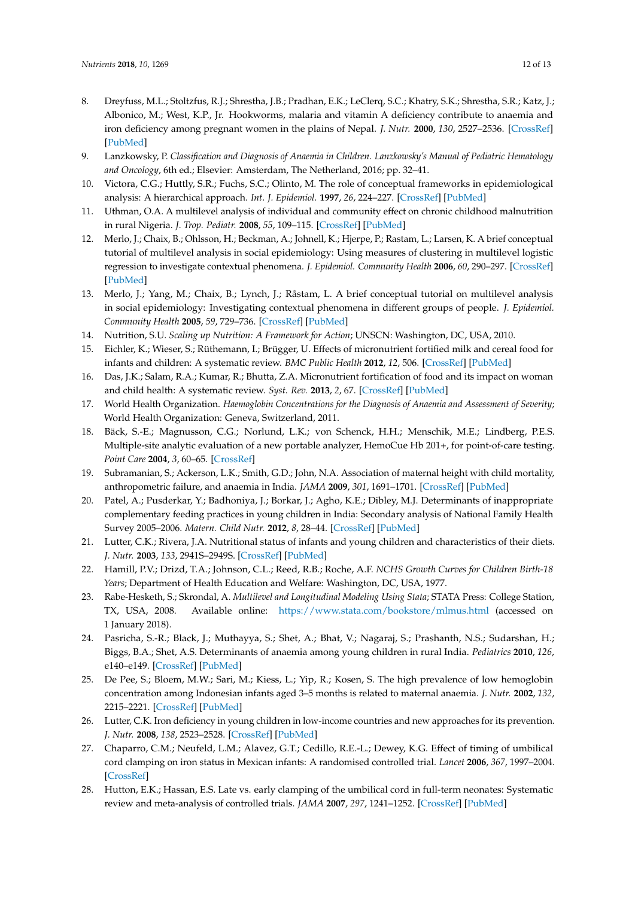8. Dreyfuss, M.L.; Stoltzfus, R.J.; Shrestha, J.B.; Pradhan, E.K.; LeClerq, S.C.; Khatry, S.K.; Shrestha, S.R.; Katz, J.; Albonico, M.; West, K.P., Jr. Hookworms, malaria and vitamin A deficiency contribute to anaemia and iron deficiency among pregnant women in the plains of Nepal. *J. Nutr.* **2000**, *130*, 2527–2536. [CrossRef] [PubMed]
9. Lanzkowsky, P. *Classification and Diagnosis of Anaemia in Children. Lanzkowsky's Manual of Pediatric Hematology and Oncology*, 6th ed.; Elsevier: Amsterdam, The Netherland, 2016; pp. 32–41.
10. Victora, C.G.; Huttly, S.R.; Fuchs, S.C.; Olinto, M. The role of conceptual frameworks in epidemiological analysis: A hierarchical approach. *Int. J. Epidemiol.* **1997**, *26*, 224–227. [CrossRef] [PubMed]
11. Uthman, O.A. A multilevel analysis of individual and community effect on chronic childhood malnutrition in rural Nigeria. *J. Trop. Pediatr.* **2008**, *55*, 109–115. [CrossRef] [PubMed]
12. Merlo, J.; Chaix, B.; Ohlsson, H.; Beckman, A.; Johnell, K.; Hjerpe, P.; Rastam, L.; Larsen, K. A brief conceptual tutorial of multilevel analysis in social epidemiology: Using measures of clustering in multilevel logistic regression to investigate contextual phenomena. *J. Epidemiol. Community Health* **2006**, *60*, 290–297. [CrossRef] [PubMed]
13. Merlo, J.; Yang, M.; Chaix, B.; Lynch, J.; Råstam, L. A brief conceptual tutorial on multilevel analysis in social epidemiology: Investigating contextual phenomena in different groups of people. *J. Epidemiol. Community Health* **2005**, *59*, 729–736. [CrossRef] [PubMed]
14. Nutrition, S.U. *Scaling up Nutrition: A Framework for Action*; UNSCN: Washington, DC, USA, 2010.
15. Eichler, K.; Wieser, S.; Rüthemann, I.; Brügger, U. Effects of micronutrient fortified milk and cereal food for infants and children: A systematic review. *BMC Public Health* **2012**, *12*, 506. [CrossRef] [PubMed]
16. Das, J.K.; Salam, R.A.; Kumar, R.; Bhutta, Z.A. Micronutrient fortification of food and its impact on woman and child health: A systematic review. *Syst. Rev.* **2013**, *2*, 67. [CrossRef] [PubMed]
17. World Health Organization. *Haemoglobin Concentrations for the Diagnosis of Anaemia and Assessment of Severity*; World Health Organization: Geneva, Switzerland, 2011.
18. Bäck, S.-E.; Magnusson, C.G.; Norlund, L.K.; von Schenck, H.H.; Menschik, M.E.; Lindberg, P.E.S. Multiple-site analytic evaluation of a new portable analyzer, HemoCue Hb 201+, for point-of-care testing. *Point Care* **2004**, *3*, 60–65. [CrossRef]
19. Subramanian, S.; Ackerson, L.K.; Smith, G.D.; John, N.A. Association of maternal height with child mortality, anthropometric failure, and anaemia in India. *JAMA* **2009**, *301*, 1691–1701. [CrossRef] [PubMed]
20. Patel, A.; Pusderkar, Y.; Badhoniya, J.; Borkar, J.; Agho, K.E.; Dibley, M.J. Determinants of inappropriate complementary feeding practices in young children in India: Secondary analysis of National Family Health Survey 2005–2006. *Matern. Child Nutr.* **2012**, *8*, 28–44. [CrossRef] [PubMed]
21. Lutter, C.K.; Rivera, J.A. Nutritional status of infants and young children and characteristics of their diets. *J. Nutr.* **2003**, *133*, 2941S–2949S. [CrossRef] [PubMed]
22. Hamill, P.V.; Drizd, T.A.; Johnson, C.L.; Reed, R.B.; Roche, A.F. *NCHS Growth Curves for Children Birth-18 Years*; Department of Health Education and Welfare: Washington, DC, USA, 1977.
23. Rabe-Hesketh, S.; Skrondal, A. *Multilevel and Longitudinal Modeling Using Stata*; STATA Press: College Station, TX, USA, 2008. Available online: https://www.stata.com/bookstore/mlmus.html (accessed on 1 January 2018).
24. Pasricha, S.-R.; Black, J.; Muthayya, S.; Shet, A.; Bhat, V.; Nagaraj, S.; Prashanth, N.S.; Sudarshan, H.; Biggs, B.A.; Shet, A.S. Determinants of anaemia among young children in rural India. *Pediatrics* **2010**, *126*, e140–e149. [CrossRef] [PubMed]
25. De Pee, S.; Bloem, M.W.; Sari, M.; Kiess, L.; Yip, R.; Kosen, S. The high prevalence of low hemoglobin concentration among Indonesian infants aged 3–5 months is related to maternal anaemia. *J. Nutr.* **2002**, *132*, 2215–2221. [CrossRef] [PubMed]
26. Lutter, C.K. Iron deficiency in young children in low-income countries and new approaches for its prevention. *J. Nutr.* **2008**, *138*, 2523–2528. [CrossRef] [PubMed]
27. Chaparro, C.M.; Neufeld, L.M.; Alavez, G.T.; Cedillo, R.E.-L.; Dewey, K.G. Effect of timing of umbilical cord clamping on iron status in Mexican infants: A randomised controlled trial. *Lancet* **2006**, *367*, 1997–2004. [CrossRef]
28. Hutton, E.K.; Hassan, E.S. Late vs. early clamping of the umbilical cord in full-term neonates: Systematic review and meta-analysis of controlled trials. *JAMA* **2007**, *297*, 1241–1252. [CrossRef] [PubMed]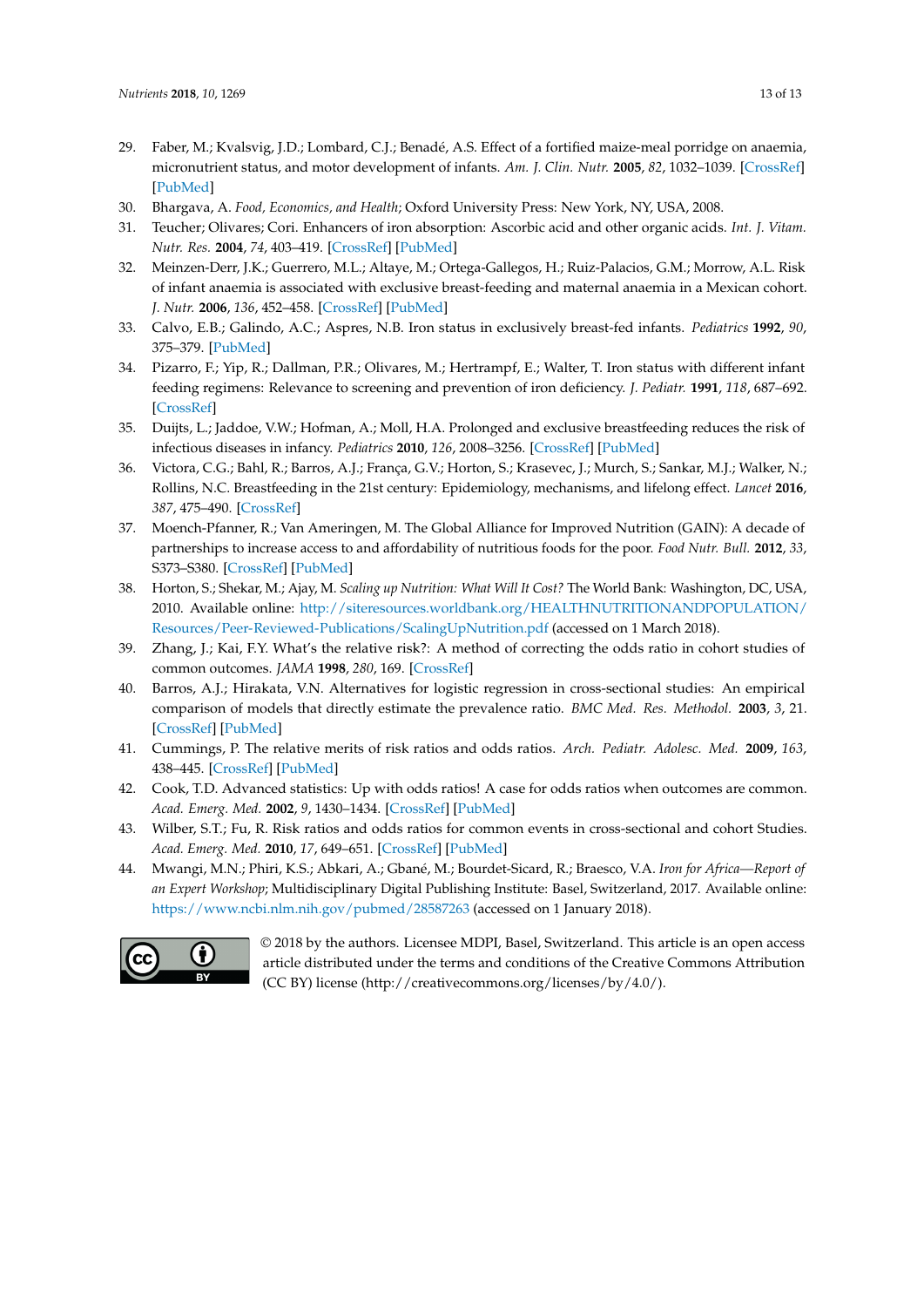29. Faber, M.; Kvalsvig, J.D.; Lombard, C.J.; Benadé, A.S. Effect of a fortified maize-meal porridge on anaemia, micronutrient status, and motor development of infants. *Am. J. Clin. Nutr.* **2005**, *82*, 1032–1039. [CrossRef] [PubMed]
30. Bhargava, A. *Food, Economics, and Health*; Oxford University Press: New York, NY, USA, 2008.
31. Teucher; Olivares; Cori. Enhancers of iron absorption: Ascorbic acid and other organic acids. *Int. J. Vitam. Nutr. Res.* **2004**, *74*, 403–419. [CrossRef] [PubMed]
32. Meinzen-Derr, J.K.; Guerrero, M.L.; Altaye, M.; Ortega-Gallegos, H.; Ruiz-Palacios, G.M.; Morrow, A.L. Risk of infant anaemia is associated with exclusive breast-feeding and maternal anaemia in a Mexican cohort. *J. Nutr.* **2006**, *136*, 452–458. [CrossRef] [PubMed]
33. Calvo, E.B.; Galindo, A.C.; Aspres, N.B. Iron status in exclusively breast-fed infants. *Pediatrics* **1992**, *90*, 375–379. [PubMed]
34. Pizarro, F.; Yip, R.; Dallman, P.R.; Olivares, M.; Hertrampf, E.; Walter, T. Iron status with different infant feeding regimens: Relevance to screening and prevention of iron deficiency. *J. Pediatr.* **1991**, *118*, 687–692. [CrossRef]
35. Duijts, L.; Jaddoe, V.W.; Hofman, A.; Moll, H.A. Prolonged and exclusive breastfeeding reduces the risk of infectious diseases in infancy. *Pediatrics* **2010**, *126*, 2008–3256. [CrossRef] [PubMed]
36. Victora, C.G.; Bahl, R.; Barros, A.J.; França, G.V.; Horton, S.; Krasevec, J.; Murch, S.; Sankar, M.J.; Walker, N.; Rollins, N.C. Breastfeeding in the 21st century: Epidemiology, mechanisms, and lifelong effect. *Lancet* **2016**, *387*, 475–490. [CrossRef]
37. Moench-Pfanner, R.; Van Ameringen, M. The Global Alliance for Improved Nutrition (GAIN): A decade of partnerships to increase access to and affordability of nutritious foods for the poor. *Food Nutr. Bull.* **2012**, *33*, S373–S380. [CrossRef] [PubMed]
38. Horton, S.; Shekar, M.; Ajay, M. *Scaling up Nutrition: What Will It Cost?* The World Bank: Washington, DC, USA, 2010. Available online: http://siteresources.worldbank.org/HEALTHNUTRITIONANDPOPULATION/Resources/Peer-Reviewed-Publications/ScalingUpNutrition.pdf (accessed on 1 March 2018).
39. Zhang, J.; Kai, F.Y. What's the relative risk?: A method of correcting the odds ratio in cohort studies of common outcomes. *JAMA* **1998**, *280*, 169. [CrossRef]
40. Barros, A.J.; Hirakata, V.N. Alternatives for logistic regression in cross-sectional studies: An empirical comparison of models that directly estimate the prevalence ratio. *BMC Med. Res. Methodol.* **2003**, *3*, 21. [CrossRef] [PubMed]
41. Cummings, P. The relative merits of risk ratios and odds ratios. *Arch. Pediatr. Adolesc. Med.* **2009**, *163*, 438–445. [CrossRef] [PubMed]
42. Cook, T.D. Advanced statistics: Up with odds ratios! A case for odds ratios when outcomes are common. *Acad. Emerg. Med.* **2002**, *9*, 1430–1434. [CrossRef] [PubMed]
43. Wilber, S.T.; Fu, R. Risk ratios and odds ratios for common events in cross-sectional and cohort Studies. *Acad. Emerg. Med.* **2010**, *17*, 649–651. [CrossRef] [PubMed]
44. Mwangi, M.N.; Phiri, K.S.; Abkari, A.; Gbané, M.; Bourdet-Sicard, R.; Braesco, V.A. *Iron for Africa—Report of an Expert Workshop*; Multidisciplinary Digital Publishing Institute: Basel, Switzerland, 2017. Available online: https://www.ncbi.nlm.nih.gov/pubmed/28587263 (accessed on 1 January 2018).

© 2018 by the authors. Licensee MDPI, Basel, Switzerland. This article is an open access article distributed under the terms and conditions of the Creative Commons Attribution (CC BY) license (http://creativecommons.org/licenses/by/4.0/).